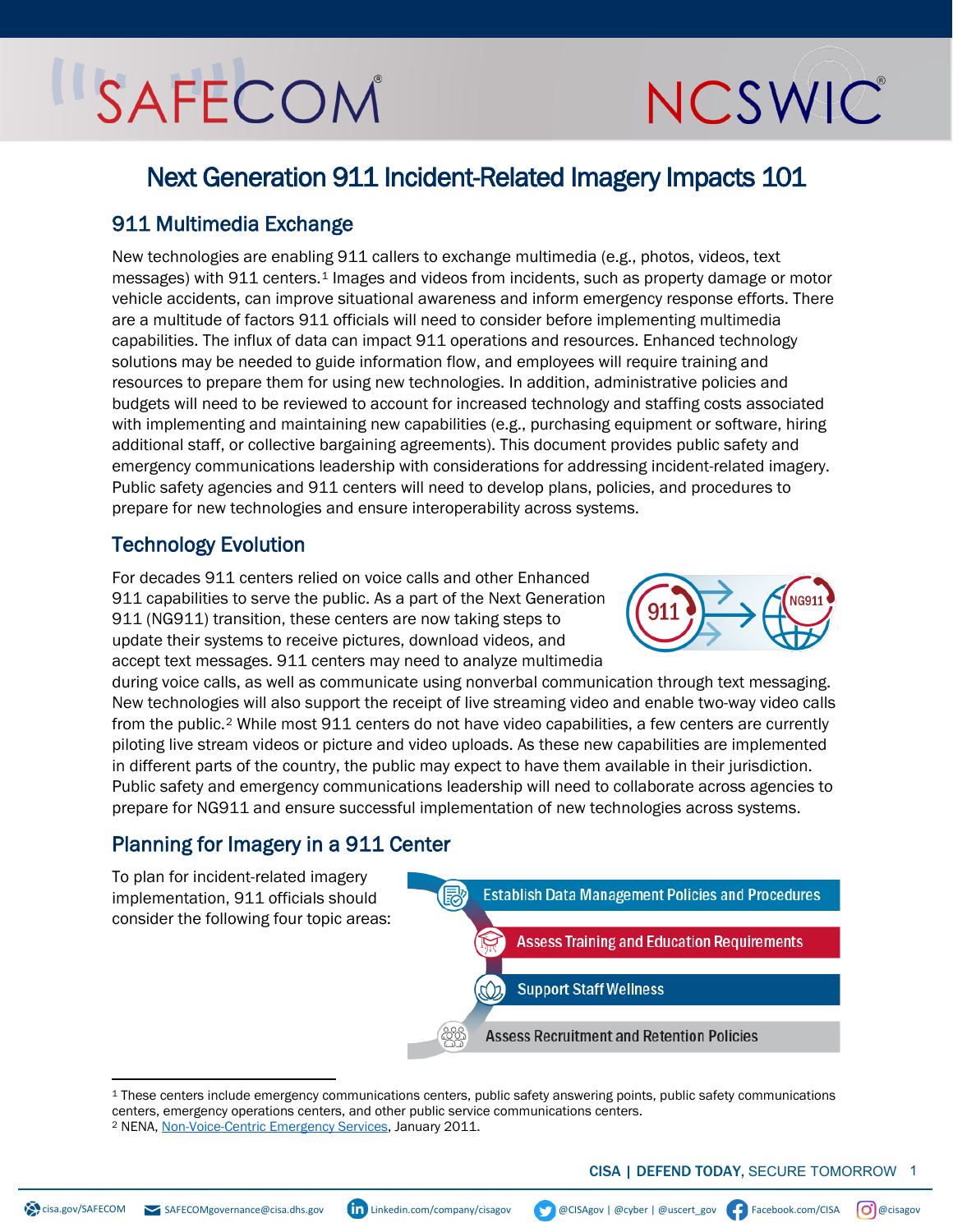SAFECOM® NCSWIC®

# Next Generation 911 Incident-Related Imagery Impacts 101

## 911 Multimedia Exchange

New technologies are enabling 911 callers to exchange multimedia (e.g., photos, videos, text messages) with 911 centers.[1] Images and videos from incidents, such as property damage or motor vehicle accidents, can improve situational awareness and inform emergency response efforts. There are a multitude of factors 911 officials will need to consider before implementing multimedia capabilities. The influx of data can impact 911 operations and resources. Enhanced technology solutions may be needed to guide information flow, and employees will require training and resources to prepare them for using new technologies. In addition, administrative policies and budgets will need to be reviewed to account for increased technology and staffing costs associated with implementing and maintaining new capabilities (e.g., purchasing equipment or software, hiring additional staff, or collective bargaining agreements). This document provides public safety and emergency communications leadership with considerations for addressing incident-related imagery. Public safety agencies and 911 centers will need to develop plans, policies, and procedures to prepare for new technologies and ensure interoperability across systems.

## Technology Evolution

For decades 911 centers relied on voice calls and other Enhanced 911 capabilities to serve the public. As a part of the Next Generation 911 (NG911) transition, these centers are now taking steps to update their systems to receive pictures, download videos, and accept text messages. 911 centers may need to analyze multimedia during voice calls, as well as communicate using nonverbal communication through text messaging. New technologies will also support the receipt of live streaming video and enable two-way video calls from the public.[2] While most 911 centers do not have video capabilities, a few centers are currently piloting live stream videos or picture and video uploads. As these new capabilities are implemented in different parts of the country, the public may expect to have them available in their jurisdiction. Public safety and emergency communications leadership will need to collaborate across agencies to prepare for NG911 and ensure successful implementation of new technologies across systems.

## Planning for Imagery in a 911 Center

To plan for incident-related imagery implementation, 911 officials should consider the following four topic areas:

- Establish Data Management Policies and Procedures
- Assess Training and Education Requirements
- Support Staff Wellness
- Assess Recruitment and Retention Policies

---

[1] These centers include emergency communications centers, public safety answering points, public safety communications centers, emergency operations centers, and other public service communications centers.

[2] NENA, Non-Voice-Centric Emergency Services, January 2011.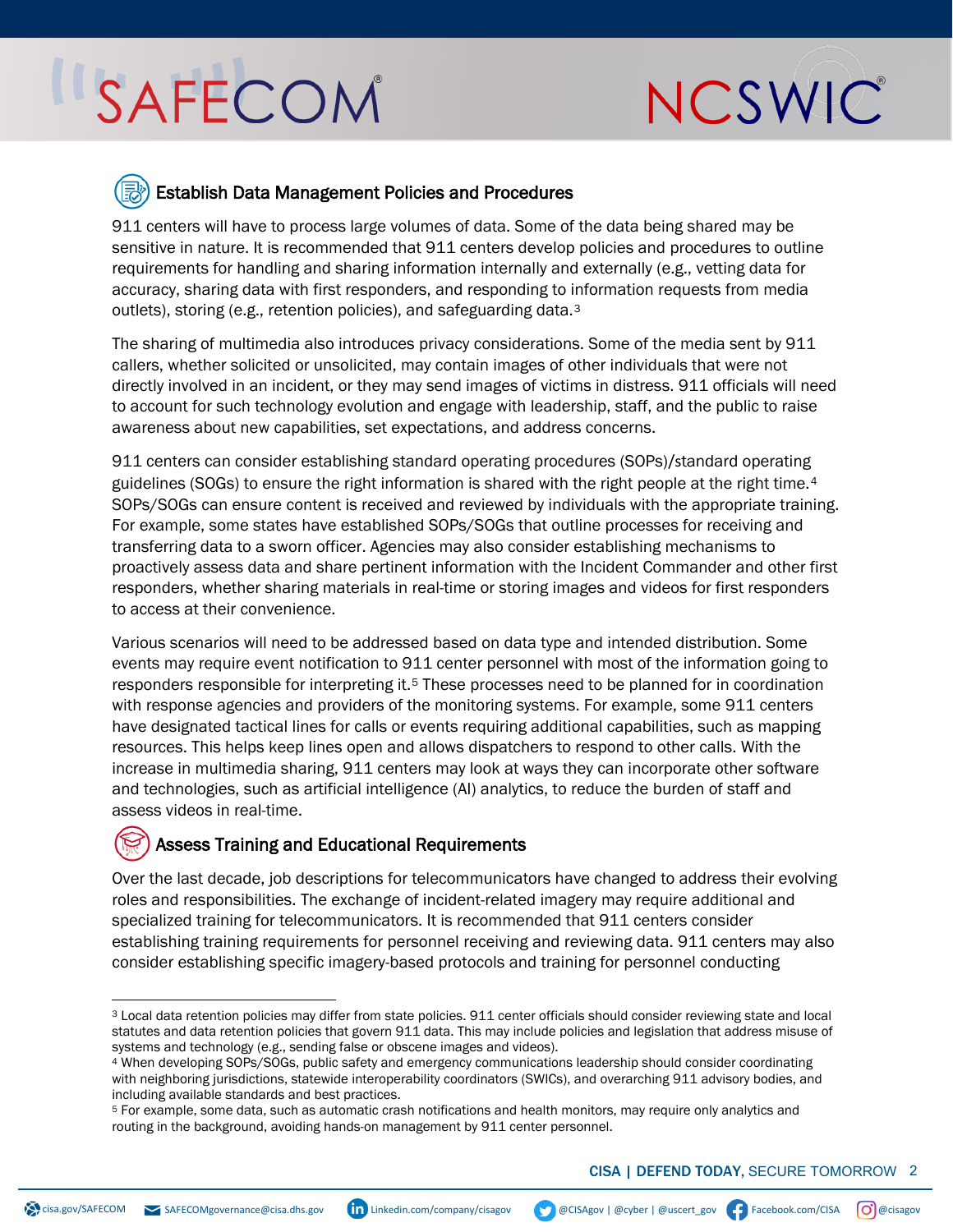## Establish Data Management Policies and Procedures

911 centers will have to process large volumes of data. Some of the data being shared may be sensitive in nature. It is recommended that 911 centers develop policies and procedures to outline requirements for handling and sharing information internally and externally (e.g., vetting data for accuracy, sharing data with first responders, and responding to information requests from media outlets), storing (e.g., retention policies), and safeguarding data.[3]

The sharing of multimedia also introduces privacy considerations. Some of the media sent by 911 callers, whether solicited or unsolicited, may contain images of other individuals that were not directly involved in an incident, or they may send images of victims in distress. 911 officials will need to account for such technology evolution and engage with leadership, staff, and the public to raise awareness about new capabilities, set expectations, and address concerns.

911 centers can consider establishing standard operating procedures (SOPs)/standard operating guidelines (SOGs) to ensure the right information is shared with the right people at the right time.[4] SOPs/SOGs can ensure content is received and reviewed by individuals with the appropriate training. For example, some states have established SOPs/SOGs that outline processes for receiving and transferring data to a sworn officer. Agencies may also consider establishing mechanisms to proactively assess data and share pertinent information with the Incident Commander and other first responders, whether sharing materials in real-time or storing images and videos for first responders to access at their convenience.

Various scenarios will need to be addressed based on data type and intended distribution. Some events may require event notification to 911 center personnel with most of the information going to responders responsible for interpreting it.[5] These processes need to be planned for in coordination with response agencies and providers of the monitoring systems. For example, some 911 centers have designated tactical lines for calls or events requiring additional capabilities, such as mapping resources. This helps keep lines open and allows dispatchers to respond to other calls. With the increase in multimedia sharing, 911 centers may look at ways they can incorporate other software and technologies, such as artificial intelligence (AI) analytics, to reduce the burden of staff and assess videos in real-time.

## Assess Training and Educational Requirements

Over the last decade, job descriptions for telecommunicators have changed to address their evolving roles and responsibilities. The exchange of incident-related imagery may require additional and specialized training for telecommunicators. It is recommended that 911 centers consider establishing training requirements for personnel receiving and reviewing data. 911 centers may also consider establishing specific imagery-based protocols and training for personnel conducting

---

[3] Local data retention policies may differ from state policies. 911 center officials should consider reviewing state and local statutes and data retention policies that govern 911 data. This may include policies and legislation that address misuse of systems and technology (e.g., sending false or obscene images and videos).

[4] When developing SOPs/SOGs, public safety and emergency communications leadership should consider coordinating with neighboring jurisdictions, statewide interoperability coordinators (SWICs), and overarching 911 advisory bodies, and including available standards and best practices.

[5] For example, some data, such as automatic crash notifications and health monitors, may require only analytics and routing in the background, avoiding hands-on management by 911 center personnel.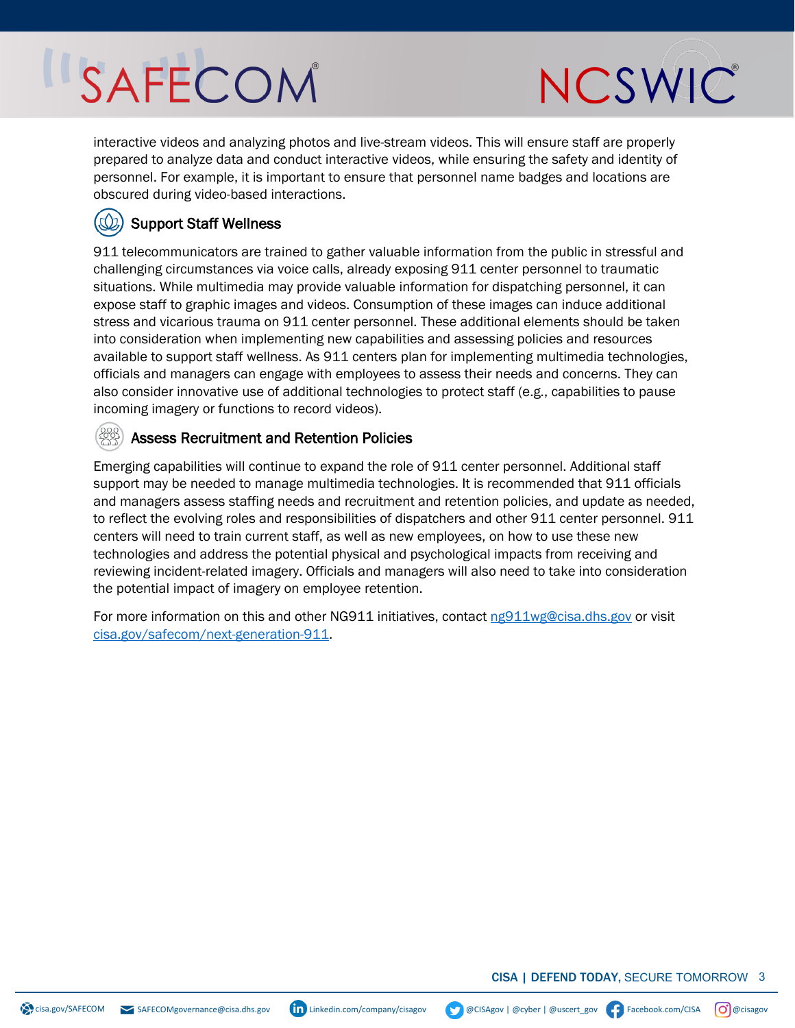interactive videos and analyzing photos and live-stream videos. This will ensure staff are properly prepared to analyze data and conduct interactive videos, while ensuring the safety and identity of personnel. For example, it is important to ensure that personnel name badges and locations are obscured during video-based interactions.

## Support Staff Wellness

911 telecommunicators are trained to gather valuable information from the public in stressful and challenging circumstances via voice calls, already exposing 911 center personnel to traumatic situations. While multimedia may provide valuable information for dispatching personnel, it can expose staff to graphic images and videos. Consumption of these images can induce additional stress and vicarious trauma on 911 center personnel. These additional elements should be taken into consideration when implementing new capabilities and assessing policies and resources available to support staff wellness. As 911 centers plan for implementing multimedia technologies, officials and managers can engage with employees to assess their needs and concerns. They can also consider innovative use of additional technologies to protect staff (e.g., capabilities to pause incoming imagery or functions to record videos).

## Assess Recruitment and Retention Policies

Emerging capabilities will continue to expand the role of 911 center personnel. Additional staff support may be needed to manage multimedia technologies. It is recommended that 911 officials and managers assess staffing needs and recruitment and retention policies, and update as needed, to reflect the evolving roles and responsibilities of dispatchers and other 911 center personnel. 911 centers will need to train current staff, as well as new employees, on how to use these new technologies and address the potential physical and psychological impacts from receiving and reviewing incident-related imagery. Officials and managers will also need to take into consideration the potential impact of imagery on employee retention.

For more information on this and other NG911 initiatives, contact [ng911wg@cisa.dhs.gov](mailto:ng911wg@cisa.dhs.gov) or visit [cisa.gov/safecom/next-generation-911](https://cisa.gov/safecom/next-generation-911).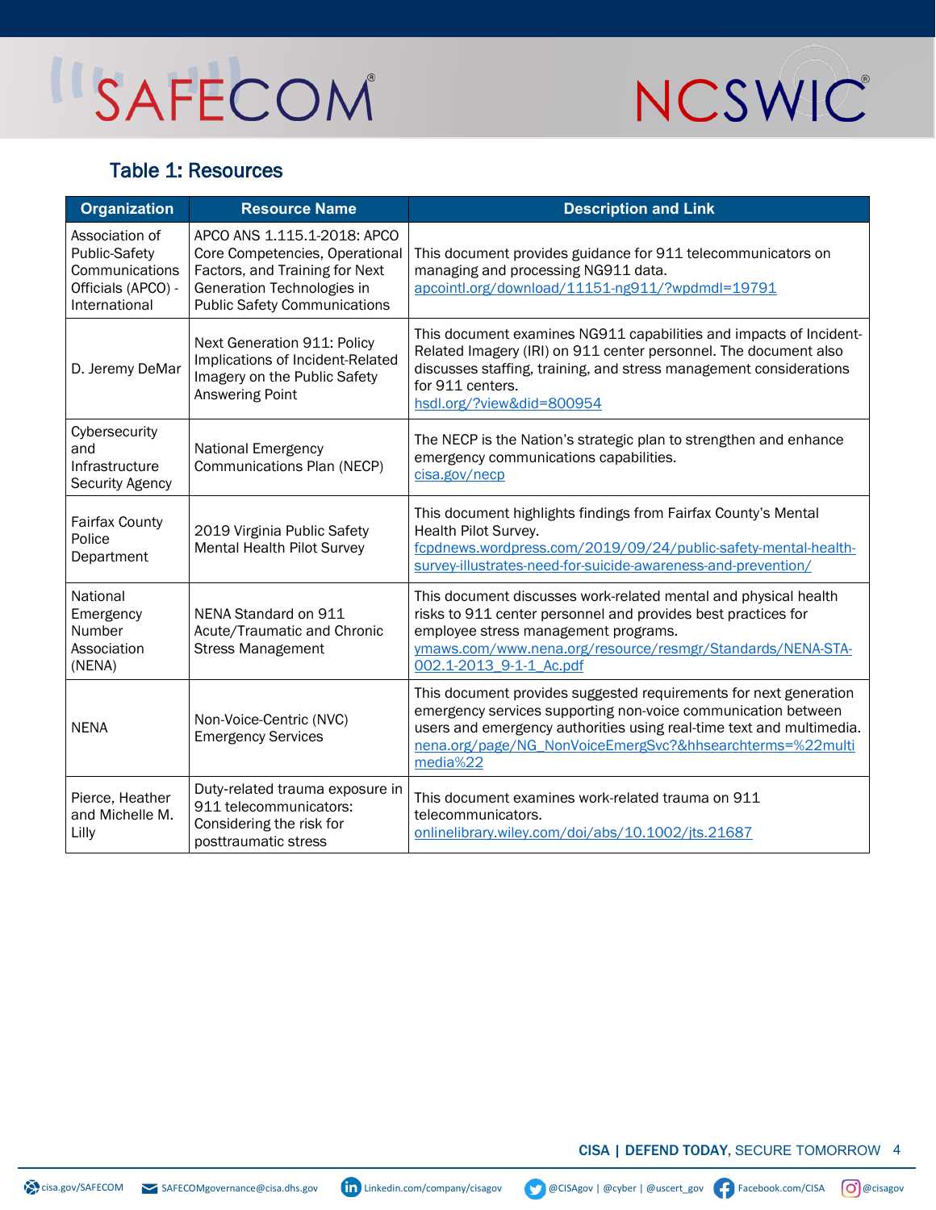## Table 1: Resources

| Organization | Resource Name | Description and Link |
| --- | --- | --- |
| Association of Public-Safety Communications Officials (APCO) - International | APCO ANS 1.115.1-2018: APCO Core Competencies, Operational Factors, and Training for Next Generation Technologies in Public Safety Communications | This document provides guidance for 911 telecommunicators on managing and processing NG911 data. apcointl.org/download/11151-ng911/?wpdmdl=19791 |
| D. Jeremy DeMar | Next Generation 911: Policy Implications of Incident-Related Imagery on the Public Safety Answering Point | This document examines NG911 capabilities and impacts of Incident-Related Imagery (IRI) on 911 center personnel. The document also discusses staffing, training, and stress management considerations for 911 centers. hsdl.org/?view&did=800954 |
| Cybersecurity and Infrastructure Security Agency | National Emergency Communications Plan (NECP) | The NECP is the Nation's strategic plan to strengthen and enhance emergency communications capabilities. cisa.gov/necp |
| Fairfax County Police Department | 2019 Virginia Public Safety Mental Health Pilot Survey | This document highlights findings from Fairfax County's Mental Health Pilot Survey. fcpdnews.wordpress.com/2019/09/24/public-safety-mental-health-survey-illustrates-need-for-suicide-awareness-and-prevention/ |
| National Emergency Number Association (NENA) | NENA Standard on 911 Acute/Traumatic and Chronic Stress Management | This document discusses work-related mental and physical health risks to 911 center personnel and provides best practices for employee stress management programs. ymaws.com/www.nena.org/resource/resmgr/Standards/NENA-STA-002.1-2013_9-1-1_Ac.pdf |
| NENA | Non-Voice-Centric (NVC) Emergency Services | This document provides suggested requirements for next generation emergency services supporting non-voice communication between users and emergency authorities using real-time text and multimedia. nena.org/page/NG_NonVoiceEmergSvc?&hhsearchterms=%22multimedia%22 |
| Pierce, Heather and Michelle M. Lilly | Duty-related trauma exposure in 911 telecommunicators: Considering the risk for posttraumatic stress | This document examines work-related trauma on 911 telecommunicators. onlinelibrary.wiley.com/doi/abs/10.1002/jts.21687 |